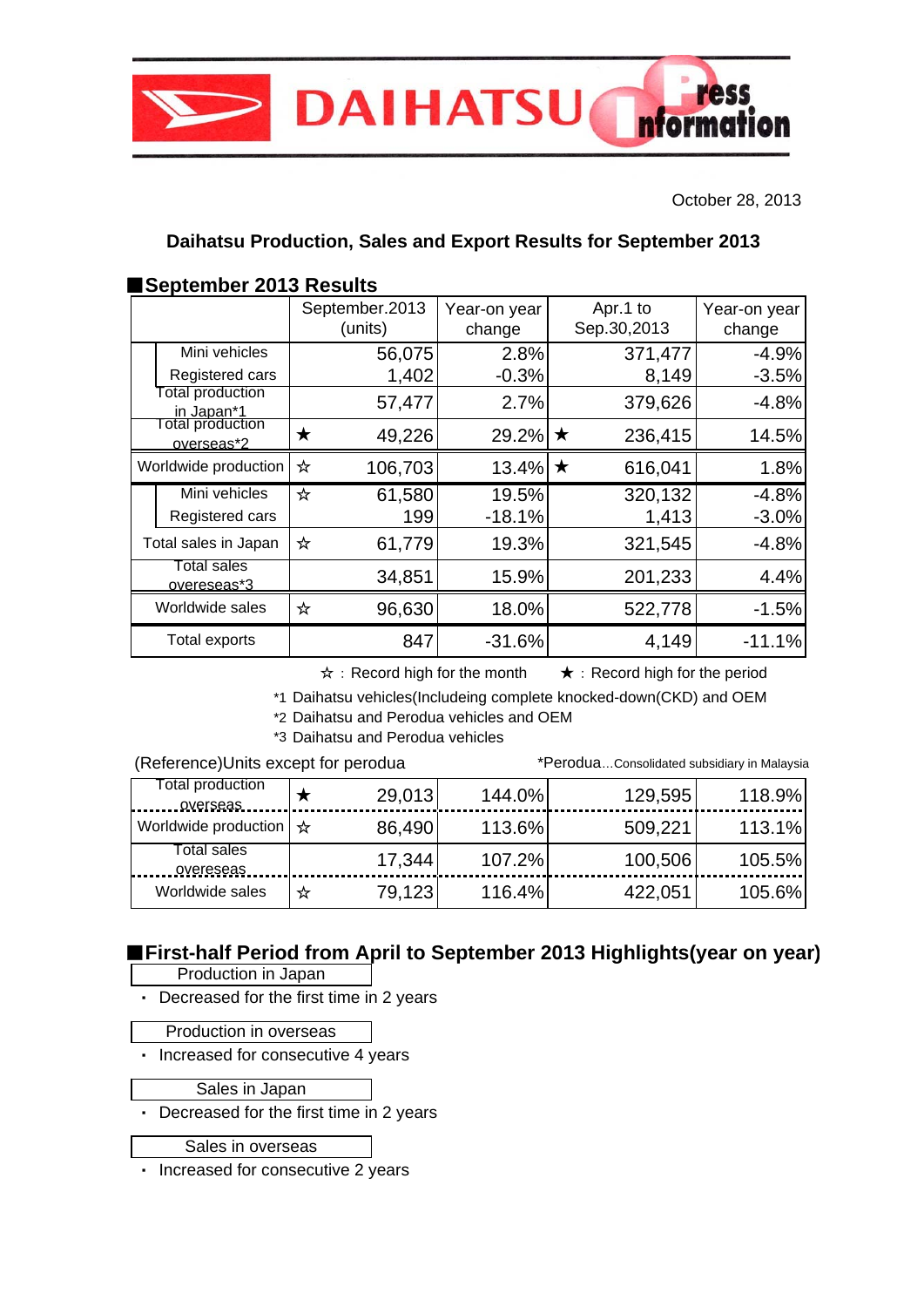DAIHATSU Press Information

October 28, 2013

## Daihatsu Production, Sales and Export Results for September 2013

### ■September 2013 Results

| | | | September.2013 (units) | Year-on year change | | Apr.1 to Sep.30,2013 | Year-on year change |
|---|---|---|---|---|---|---|---|
| | Mini vehicles | | 56,075 | 2.8% | | 371,477 | -4.9% |
| | Registered cars | | 1,402 | -0.3% | | 8,149 | -3.5% |
| Total production in Japan*1 | | | 57,477 | 2.7% | | 379,626 | -4.8% |
| Total production overseas*2 | | ★ | 49,226 | 29.2% | ★ | 236,415 | 14.5% |
| Worldwide production | | ☆ | 106,703 | 13.4% | ★ | 616,041 | 1.8% |
| | Mini vehicles | ☆ | 61,580 | 19.5% | | 320,132 | -4.8% |
| | Registered cars | | 199 | -18.1% | | 1,413 | -3.0% |
| Total sales in Japan | | ☆ | 61,779 | 19.3% | | 321,545 | -4.8% |
| Total sales overeseas*3 | | | 34,851 | 15.9% | | 201,233 | 4.4% |
| Worldwide sales | | ☆ | 96,630 | 18.0% | | 522,778 | -1.5% |
| Total exports | | | 847 | -31.6% | | 4,149 | -11.1% |

☆：Record high for the month　★：Record high for the period

*1 Daihatsu vehicles(Includeing complete knocked-down(CKD) and OEM

*2 Daihatsu and Perodua vehicles and OEM

*3 Daihatsu and Perodua vehicles

(Reference)Units except for perodua　　*Perodua…Consolidated subsidiary in Malaysia

| | | | | | |
|---|---|---|---|---|---|
| Total production overseas | ★ | 29,013 | 144.0% | 129,595 | 118.9% |
| Worldwide production | ☆ | 86,490 | 113.6% | 509,221 | 113.1% |
| Total sales overeseas | | 17,344 | 107.2% | 100,506 | 105.5% |
| Worldwide sales | ☆ | 79,123 | 116.4% | 422,051 | 105.6% |

### ■First-half Period from April to September 2013 Highlights(year on year)

**Production in Japan**

- Decreased for the first time in 2 years

**Production in overseas**

- Increased for consecutive 4 years

**Sales in Japan**

- Decreased for the first time in 2 years

**Sales in overseas**

- Increased for consecutive 2 years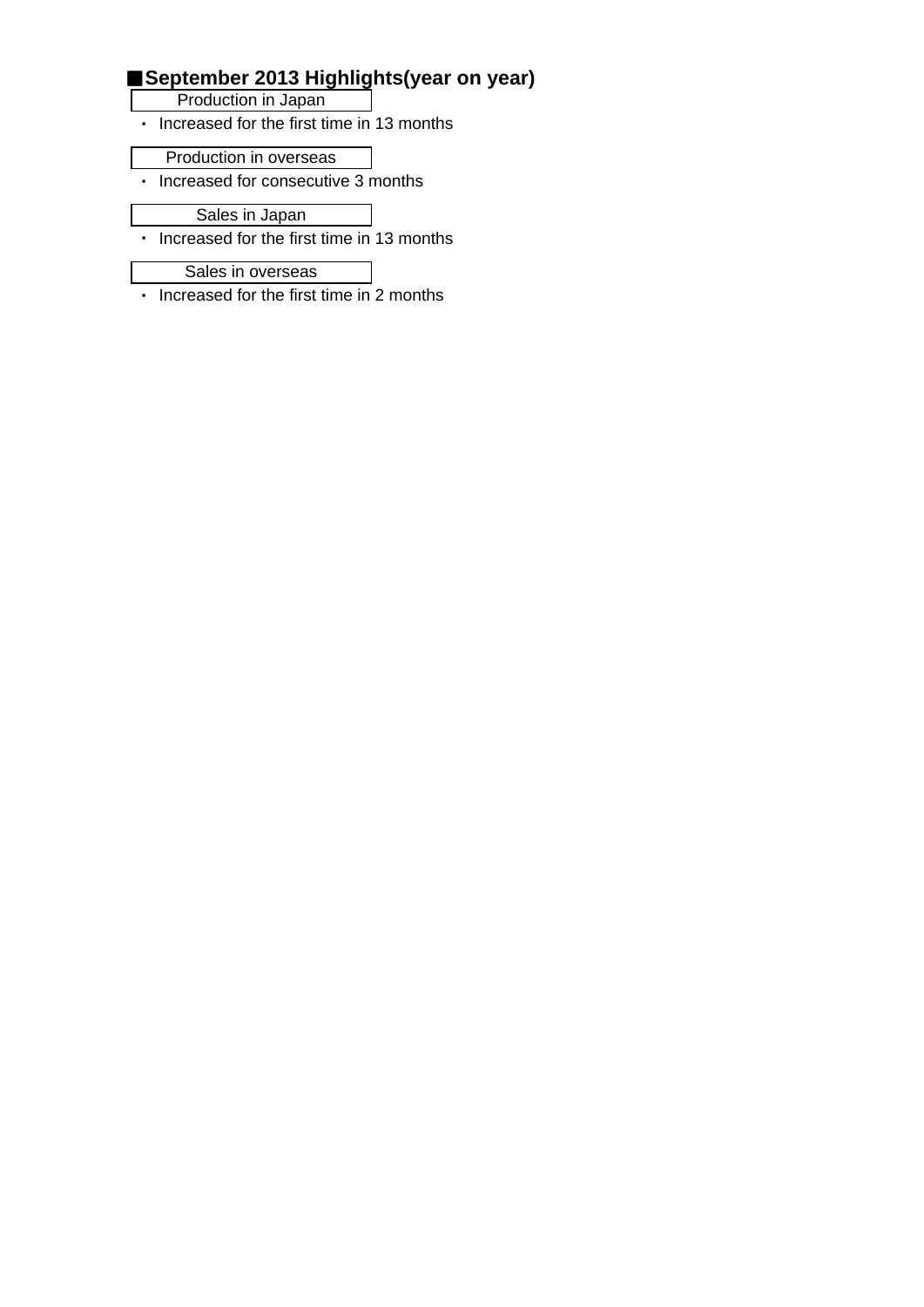## ■September 2013 Highlights(year on year)

**Production in Japan**

- Increased for the first time in 13 months

**Production in overseas**

- Increased for consecutive 3 months

**Sales in Japan**

- Increased for the first time in 13 months

**Sales in overseas**

- Increased for the first time in 2 months